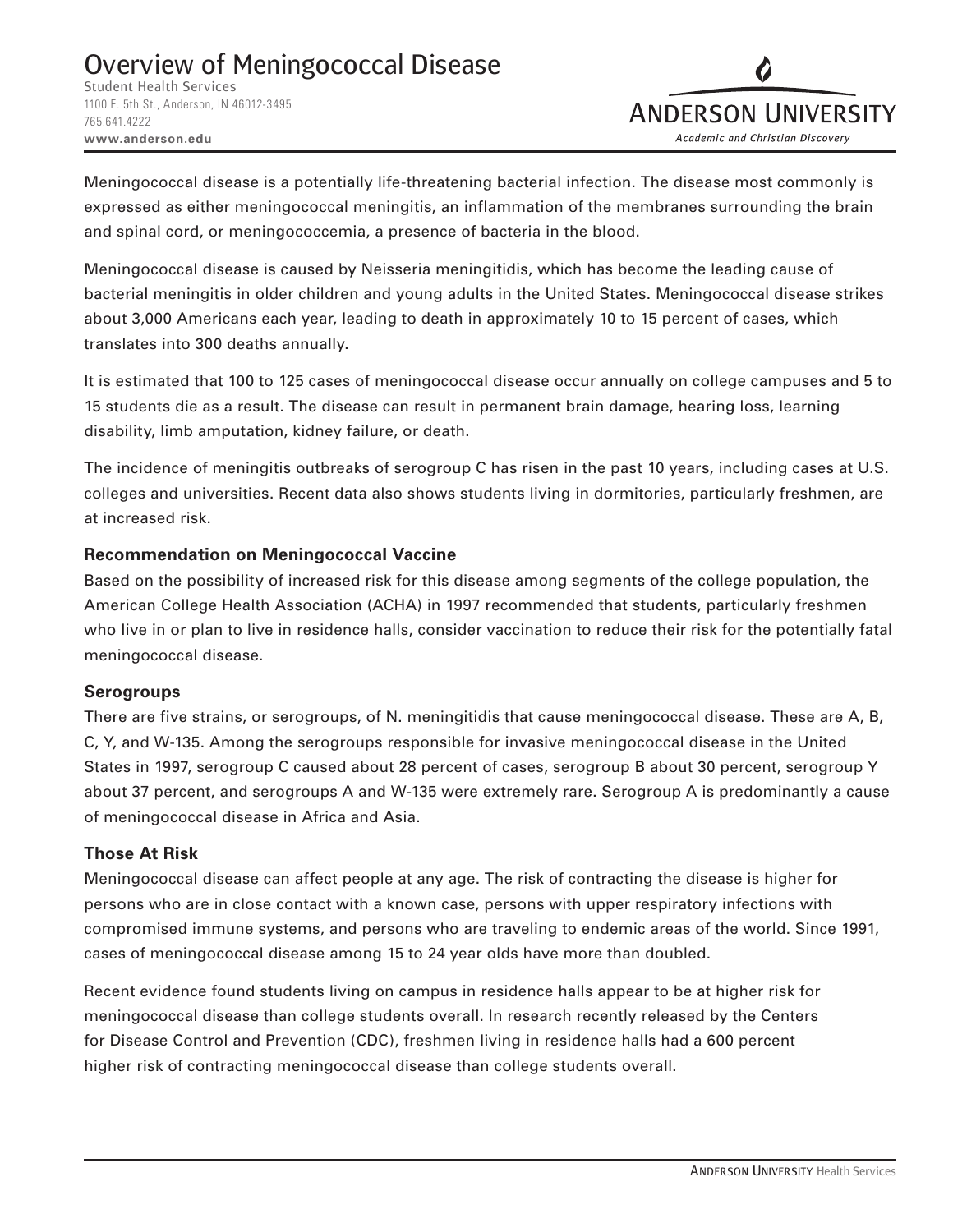# Overview of Meningococcal Disease

Student Health Services
1100 E. 5th St., Anderson, IN 46012-3495
765.641.4222
**www.anderson.edu**

ANDERSON UNIVERSITY
*Academic and Christian Discovery*

Meningococcal disease is a potentially life-threatening bacterial infection. The disease most commonly is expressed as either meningococcal meningitis, an inflammation of the membranes surrounding the brain and spinal cord, or meningococcemia, a presence of bacteria in the blood.

Meningococcal disease is caused by Neisseria meningitidis, which has become the leading cause of bacterial meningitis in older children and young adults in the United States. Meningococcal disease strikes about 3,000 Americans each year, leading to death in approximately 10 to 15 percent of cases, which translates into 300 deaths annually.

It is estimated that 100 to 125 cases of meningococcal disease occur annually on college campuses and 5 to 15 students die as a result. The disease can result in permanent brain damage, hearing loss, learning disability, limb amputation, kidney failure, or death.

The incidence of meningitis outbreaks of serogroup C has risen in the past 10 years, including cases at U.S. colleges and universities. Recent data also shows students living in dormitories, particularly freshmen, are at increased risk.

### Recommendation on Meningococcal Vaccine

Based on the possibility of increased risk for this disease among segments of the college population, the American College Health Association (ACHA) in 1997 recommended that students, particularly freshmen who live in or plan to live in residence halls, consider vaccination to reduce their risk for the potentially fatal meningococcal disease.

### Serogroups

There are five strains, or serogroups, of N. meningitidis that cause meningococcal disease. These are A, B, C, Y, and W-135. Among the serogroups responsible for invasive meningococcal disease in the United States in 1997, serogroup C caused about 28 percent of cases, serogroup B about 30 percent, serogroup Y about 37 percent, and serogroups A and W-135 were extremely rare. Serogroup A is predominantly a cause of meningococcal disease in Africa and Asia.

### Those At Risk

Meningococcal disease can affect people at any age. The risk of contracting the disease is higher for persons who are in close contact with a known case, persons with upper respiratory infections with compromised immune systems, and persons who are traveling to endemic areas of the world. Since 1991, cases of meningococcal disease among 15 to 24 year olds have more than doubled.

Recent evidence found students living on campus in residence halls appear to be at higher risk for meningococcal disease than college students overall. In research recently released by the Centers for Disease Control and Prevention (CDC), freshmen living in residence halls had a 600 percent higher risk of contracting meningococcal disease than college students overall.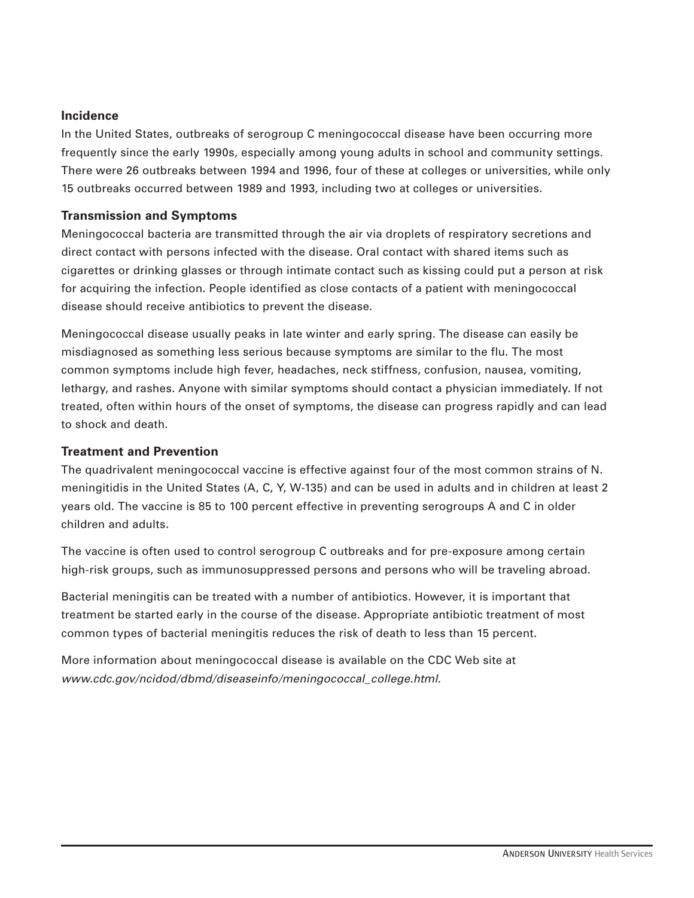### Incidence

In the United States, outbreaks of serogroup C meningococcal disease have been occurring more frequently since the early 1990s, especially among young adults in school and community settings. There were 26 outbreaks between 1994 and 1996, four of these at colleges or universities, while only 15 outbreaks occurred between 1989 and 1993, including two at colleges or universities.

### Transmission and Symptoms

Meningococcal bacteria are transmitted through the air via droplets of respiratory secretions and direct contact with persons infected with the disease. Oral contact with shared items such as cigarettes or drinking glasses or through intimate contact such as kissing could put a person at risk for acquiring the infection. People identified as close contacts of a patient with meningococcal disease should receive antibiotics to prevent the disease.

Meningococcal disease usually peaks in late winter and early spring. The disease can easily be misdiagnosed as something less serious because symptoms are similar to the flu. The most common symptoms include high fever, headaches, neck stiffness, confusion, nausea, vomiting, lethargy, and rashes. Anyone with similar symptoms should contact a physician immediately. If not treated, often within hours of the onset of symptoms, the disease can progress rapidly and can lead to shock and death.

### Treatment and Prevention

The quadrivalent meningococcal vaccine is effective against four of the most common strains of N. meningitidis in the United States (A, C, Y, W-135) and can be used in adults and in children at least 2 years old. The vaccine is 85 to 100 percent effective in preventing serogroups A and C in older children and adults.

The vaccine is often used to control serogroup C outbreaks and for pre-exposure among certain high-risk groups, such as immunosuppressed persons and persons who will be traveling abroad.

Bacterial meningitis can be treated with a number of antibiotics. However, it is important that treatment be started early in the course of the disease. Appropriate antibiotic treatment of most common types of bacterial meningitis reduces the risk of death to less than 15 percent.

More information about meningococcal disease is available on the CDC Web site at *www.cdc.gov/ncidod/dbmd/diseaseinfo/meningococcal_college.html.*